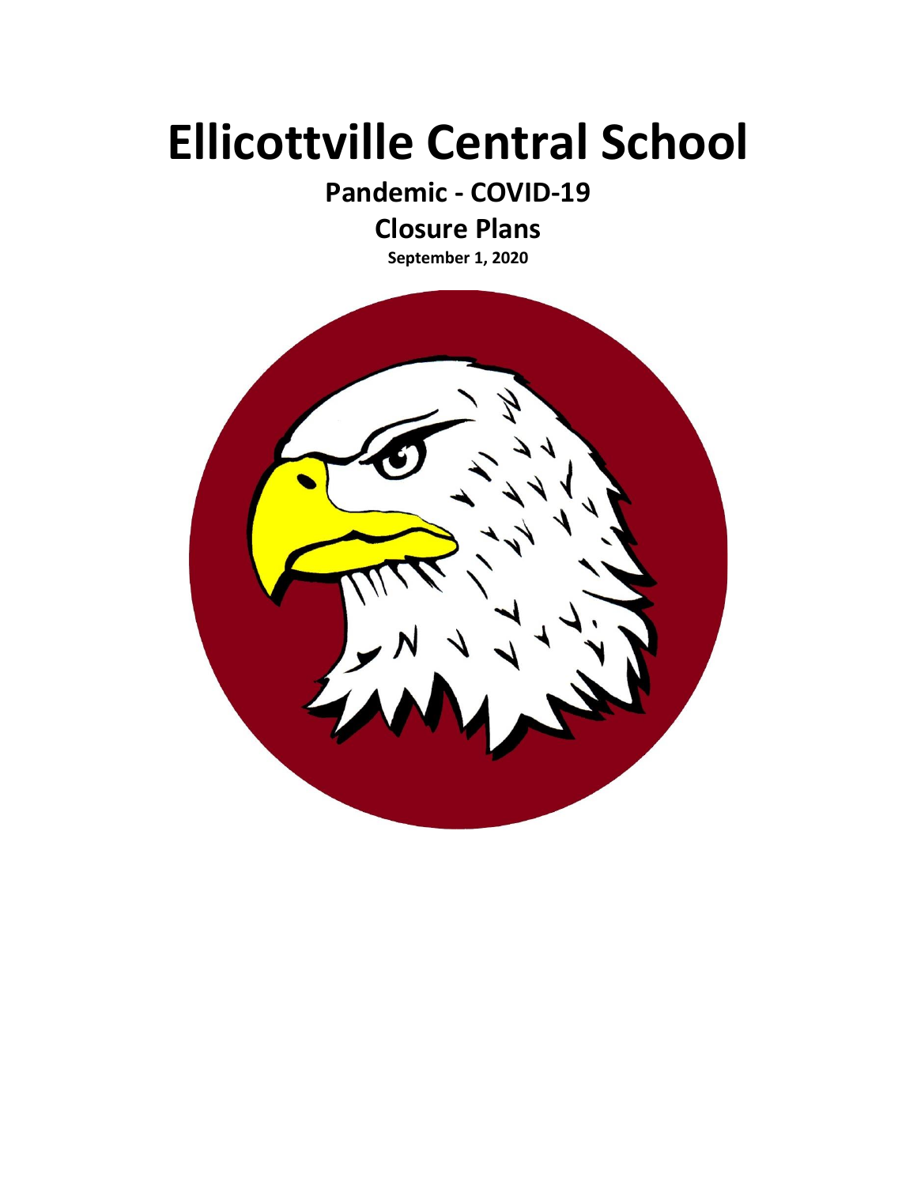# Ellicottville Central School

## Pandemic - COVID-19

## Closure Plans

**September 1, 2020**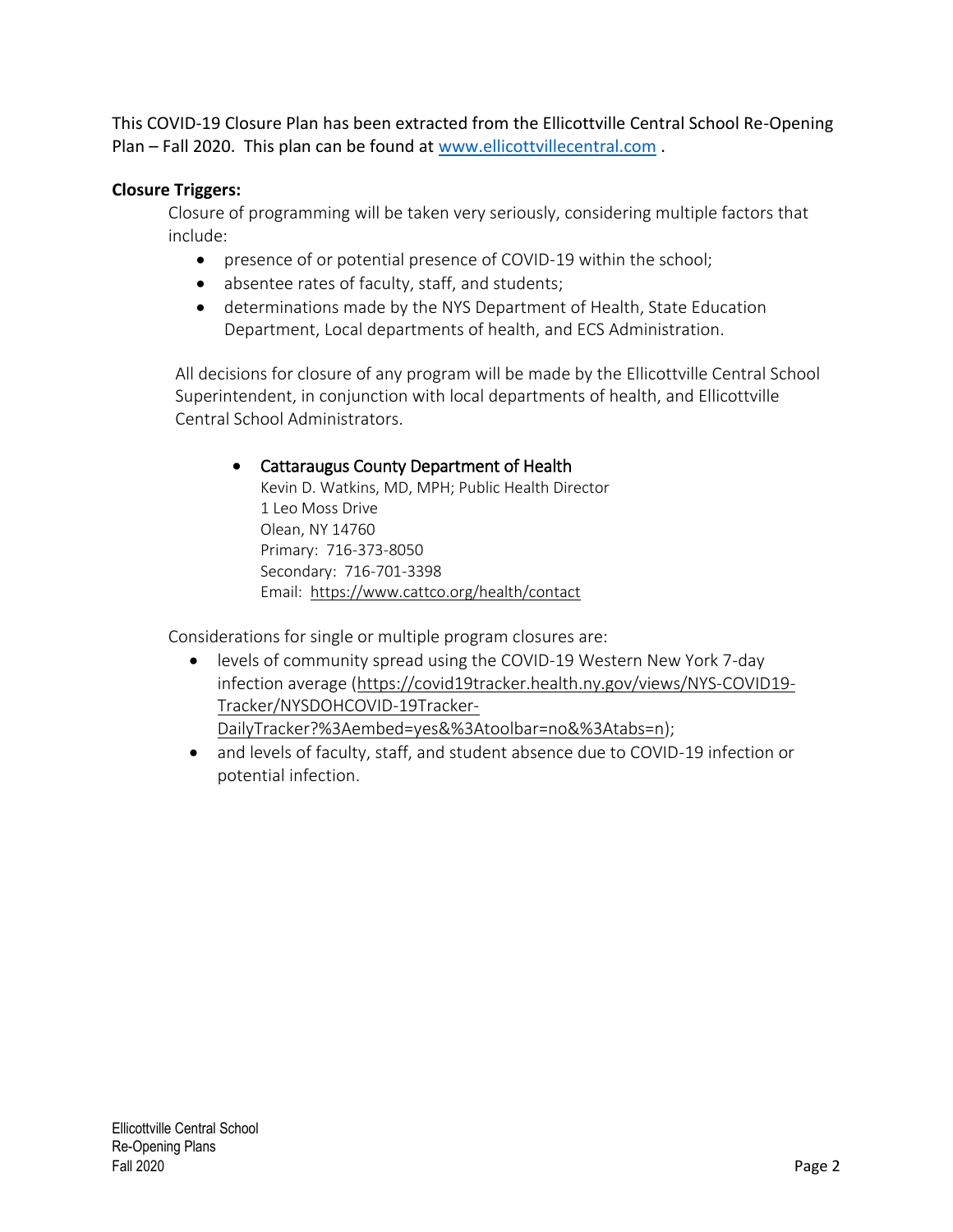This COVID-19 Closure Plan has been extracted from the Ellicottville Central School Re-Opening Plan – Fall 2020. This plan can be found at [www.ellicottvillecentral.com](www.ellicottvillecentral.com) .

**Closure Triggers:**

Closure of programming will be taken very seriously, considering multiple factors that include:

- presence of or potential presence of COVID-19 within the school;
- absentee rates of faculty, staff, and students;
- determinations made by the NYS Department of Health, State Education Department, Local departments of health, and ECS Administration.

All decisions for closure of any program will be made by the Ellicottville Central School Superintendent, in conjunction with local departments of health, and Ellicottville Central School Administrators.

- Cattaraugus County Department of Health
  Kevin D. Watkins, MD, MPH; Public Health Director
  1 Leo Moss Drive
  Olean, NY 14760
  Primary: 716-373-8050
  Secondary: 716-701-3398
  Email: https://www.cattco.org/health/contact

Considerations for single or multiple program closures are:

- levels of community spread using the COVID-19 Western New York 7-day infection average (https://covid19tracker.health.ny.gov/views/NYS-COVID19-Tracker/NYSDOHCOVID-19Tracker-DailyTracker?%3Aembed=yes&%3Atoolbar=no&%3Atabs=n);
- and levels of faculty, staff, and student absence due to COVID-19 infection or potential infection.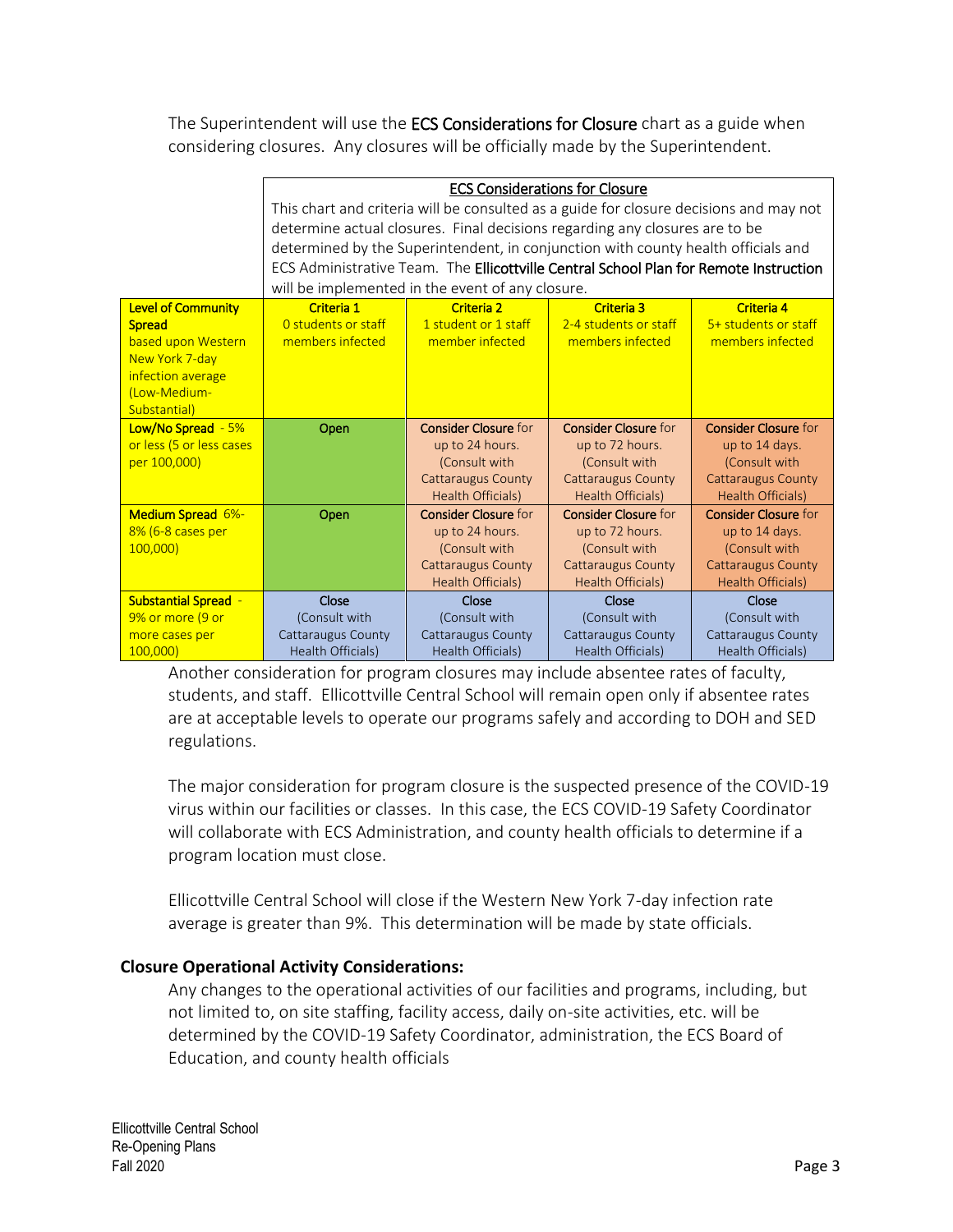The Superintendent will use the **ECS Considerations for Closure** chart as a guide when considering closures. Any closures will be officially made by the Superintendent.

| | <u>ECS Considerations for Closure</u><br>This chart and criteria will be consulted as a guide for closure decisions and may not determine actual closures. Final decisions regarding any closures are to be determined by the Superintendent, in conjunction with county health officials and ECS Administrative Team. The **Ellicottville Central School Plan for Remote Instruction** will be implemented in the event of any closure. | | | |
|---|---|---|---|---|
| **Level of Community Spread** based upon Western New York 7-day infection average (Low-Medium-Substantial) | **Criteria 1**<br>0 students or staff members infected | **Criteria 2**<br>1 student or 1 staff member infected | **Criteria 3**<br>2-4 students or staff members infected | **Criteria 4**<br>5+ students or staff members infected |
| **Low/No Spread** - 5% or less (5 or less cases per 100,000) | Open | **Consider Closure** for up to 24 hours. (Consult with Cattaraugus County Health Officials) | **Consider Closure** for up to 72 hours. (Consult with Cattaraugus County Health Officials) | **Consider Closure** for up to 14 days. (Consult with Cattaraugus County Health Officials) |
| **Medium Spread** 6%-8% (6-8 cases per 100,000) | Open | **Consider Closure** for up to 24 hours. (Consult with Cattaraugus County Health Officials) | **Consider Closure** for up to 72 hours. (Consult with Cattaraugus County Health Officials) | **Consider Closure** for up to 14 days. (Consult with Cattaraugus County Health Officials) |
| **Substantial Spread** - 9% or more (9 or more cases per 100,000) | Close (Consult with Cattaraugus County Health Officials) | Close (Consult with Cattaraugus County Health Officials) | Close (Consult with Cattaraugus County Health Officials) | Close (Consult with Cattaraugus County Health Officials) |

Another consideration for program closures may include absentee rates of faculty, students, and staff. Ellicottville Central School will remain open only if absentee rates are at acceptable levels to operate our programs safely and according to DOH and SED regulations.

The major consideration for program closure is the suspected presence of the COVID-19 virus within our facilities or classes. In this case, the ECS COVID-19 Safety Coordinator will collaborate with ECS Administration, and county health officials to determine if a program location must close.

Ellicottville Central School will close if the Western New York 7-day infection rate average is greater than 9%. This determination will be made by state officials.

**Closure Operational Activity Considerations:**

Any changes to the operational activities of our facilities and programs, including, but not limited to, on site staffing, facility access, daily on-site activities, etc. will be determined by the COVID-19 Safety Coordinator, administration, the ECS Board of Education, and county health officials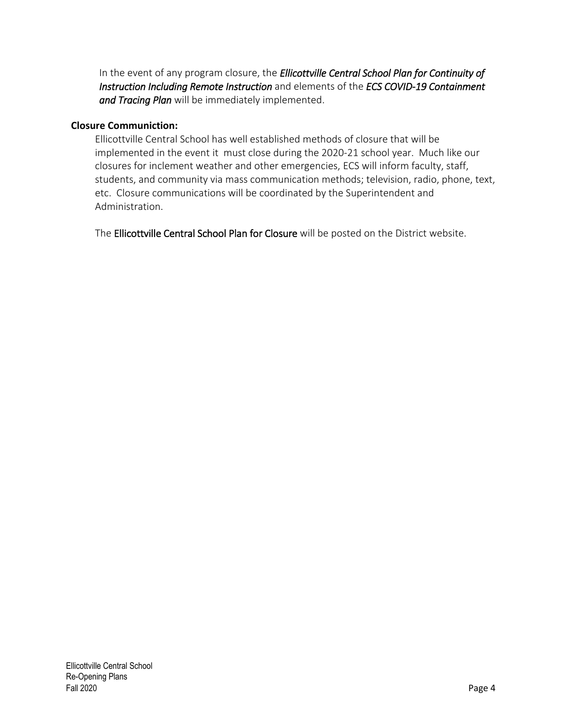In the event of any program closure, the ***Ellicottville Central School Plan for Continuity of Instruction Including Remote Instruction*** and elements of the ***ECS COVID-19 Containment and Tracing Plan*** will be immediately implemented.

**Closure Communiction:**

Ellicottville Central School has well established methods of closure that will be implemented in the event it must close during the 2020-21 school year. Much like our closures for inclement weather and other emergencies, ECS will inform faculty, staff, students, and community via mass communication methods; television, radio, phone, text, etc. Closure communications will be coordinated by the Superintendent and Administration.

The Ellicottville Central School Plan for Closure will be posted on the District website.